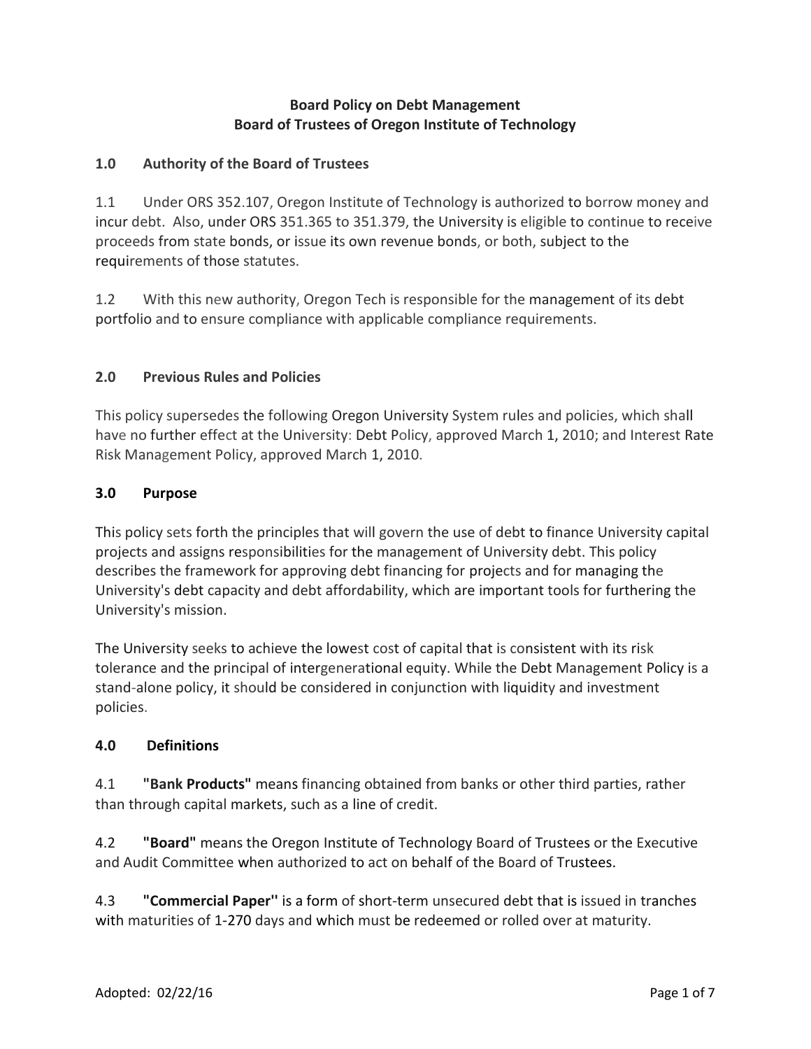**Board Policy on Debt Management**
**Board of Trustees of Oregon Institute of Technology**

## 1.0 Authority of the Board of Trustees

1.1 Under ORS 352.107, Oregon Institute of Technology is authorized to borrow money and incur debt. Also, under ORS 351.365 to 351.379, the University is eligible to continue to receive proceeds from state bonds, or issue its own revenue bonds, or both, subject to the requirements of those statutes.

1.2 With this new authority, Oregon Tech is responsible for the management of its debt portfolio and to ensure compliance with applicable compliance requirements.

## 2.0 Previous Rules and Policies

This policy supersedes the following Oregon University System rules and policies, which shall have no further effect at the University: Debt Policy, approved March 1, 2010; and Interest Rate Risk Management Policy, approved March 1, 2010.

## 3.0 Purpose

This policy sets forth the principles that will govern the use of debt to finance University capital projects and assigns responsibilities for the management of University debt. This policy describes the framework for approving debt financing for projects and for managing the University's debt capacity and debt affordability, which are important tools for furthering the University's mission.

The University seeks to achieve the lowest cost of capital that is consistent with its risk tolerance and the principal of intergenerational equity. While the Debt Management Policy is a stand-alone policy, it should be considered in conjunction with liquidity and investment policies.

## 4.0 Definitions

4.1 **"Bank Products"** means financing obtained from banks or other third parties, rather than through capital markets, such as a line of credit.

4.2 **"Board"** means the Oregon Institute of Technology Board of Trustees or the Executive and Audit Committee when authorized to act on behalf of the Board of Trustees.

4.3 **"Commercial Paper''** is a form of short-term unsecured debt that is issued in tranches with maturities of 1-270 days and which must be redeemed or rolled over at maturity.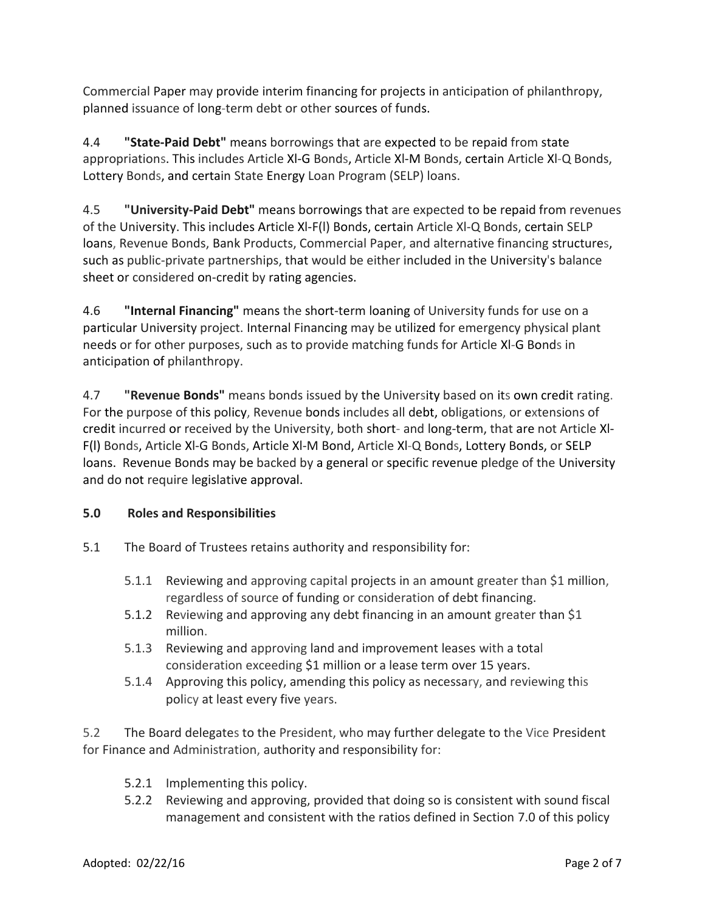Commercial Paper may provide interim financing for projects in anticipation of philanthropy, planned issuance of long-term debt or other sources of funds.

4.4 **"State-Paid Debt"** means borrowings that are expected to be repaid from state appropriations. This includes Article Xl-G Bonds, Article Xl-M Bonds, certain Article Xl-Q Bonds, Lottery Bonds, and certain State Energy Loan Program (SELP) loans.

4.5 **"University-Paid Debt"** means borrowings that are expected to be repaid from revenues of the University. This includes Article Xl-F(l) Bonds, certain Article Xl-Q Bonds, certain SELP loans, Revenue Bonds, Bank Products, Commercial Paper, and alternative financing structures, such as public-private partnerships, that would be either included in the University's balance sheet or considered on-credit by rating agencies.

4.6 **"Internal Financing"** means the short-term loaning of University funds for use on a particular University project. Internal Financing may be utilized for emergency physical plant needs or for other purposes, such as to provide matching funds for Article Xl-G Bonds in anticipation of philanthropy.

4.7 **"Revenue Bonds"** means bonds issued by the University based on its own credit rating. For the purpose of this policy, Revenue bonds includes all debt, obligations, or extensions of credit incurred or received by the University, both short- and long-term, that are not Article Xl-F(l) Bonds, Article Xl-G Bonds, Article Xl-M Bond, Article Xl-Q Bonds, Lottery Bonds, or SELP loans. Revenue Bonds may be backed by a general or specific revenue pledge of the University and do not require legislative approval.

### 5.0 Roles and Responsibilities

5.1 The Board of Trustees retains authority and responsibility for:

- 5.1.1 Reviewing and approving capital projects in an amount greater than $1 million, regardless of source of funding or consideration of debt financing.
- 5.1.2 Reviewing and approving any debt financing in an amount greater than $1 million.
- 5.1.3 Reviewing and approving land and improvement leases with a total consideration exceeding $1 million or a lease term over 15 years.
- 5.1.4 Approving this policy, amending this policy as necessary, and reviewing this policy at least every five years.

5.2 The Board delegates to the President, who may further delegate to the Vice President for Finance and Administration, authority and responsibility for:

- 5.2.1 Implementing this policy.
- 5.2.2 Reviewing and approving, provided that doing so is consistent with sound fiscal management and consistent with the ratios defined in Section 7.0 of this policy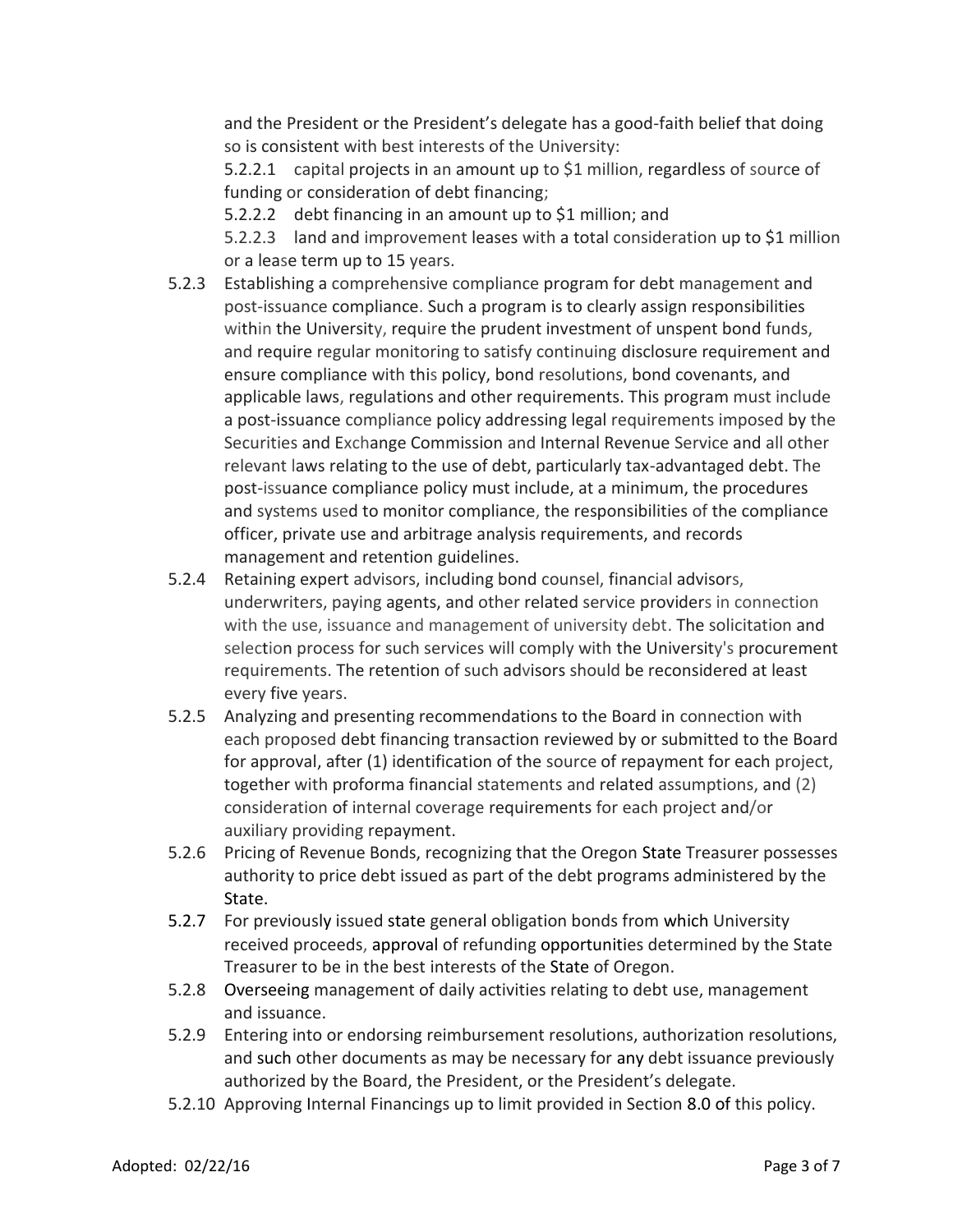and the President or the President's delegate has a good-faith belief that doing so is consistent with best interests of the University:

5.2.2.1 capital projects in an amount up to $1 million, regardless of source of funding or consideration of debt financing;

5.2.2.2 debt financing in an amount up to $1 million; and

5.2.2.3 land and improvement leases with a total consideration up to $1 million or a lease term up to 15 years.

5.2.3 Establishing a comprehensive compliance program for debt management and post-issuance compliance. Such a program is to clearly assign responsibilities within the University, require the prudent investment of unspent bond funds, and require regular monitoring to satisfy continuing disclosure requirement and ensure compliance with this policy, bond resolutions, bond covenants, and applicable laws, regulations and other requirements. This program must include a post-issuance compliance policy addressing legal requirements imposed by the Securities and Exchange Commission and Internal Revenue Service and all other relevant laws relating to the use of debt, particularly tax-advantaged debt. The post-issuance compliance policy must include, at a minimum, the procedures and systems used to monitor compliance, the responsibilities of the compliance officer, private use and arbitrage analysis requirements, and records management and retention guidelines.

5.2.4 Retaining expert advisors, including bond counsel, financial advisors, underwriters, paying agents, and other related service providers in connection with the use, issuance and management of university debt. The solicitation and selection process for such services will comply with the University's procurement requirements. The retention of such advisors should be reconsidered at least every five years.

5.2.5 Analyzing and presenting recommendations to the Board in connection with each proposed debt financing transaction reviewed by or submitted to the Board for approval, after (1) identification of the source of repayment for each project, together with proforma financial statements and related assumptions, and (2) consideration of internal coverage requirements for each project and/or auxiliary providing repayment.

5.2.6 Pricing of Revenue Bonds, recognizing that the Oregon State Treasurer possesses authority to price debt issued as part of the debt programs administered by the State.

5.2.7 For previously issued state general obligation bonds from which University received proceeds, approval of refunding opportunities determined by the State Treasurer to be in the best interests of the State of Oregon.

5.2.8 Overseeing management of daily activities relating to debt use, management and issuance.

5.2.9 Entering into or endorsing reimbursement resolutions, authorization resolutions, and such other documents as may be necessary for any debt issuance previously authorized by the Board, the President, or the President's delegate.

5.2.10 Approving Internal Financings up to limit provided in Section 8.0 of this policy.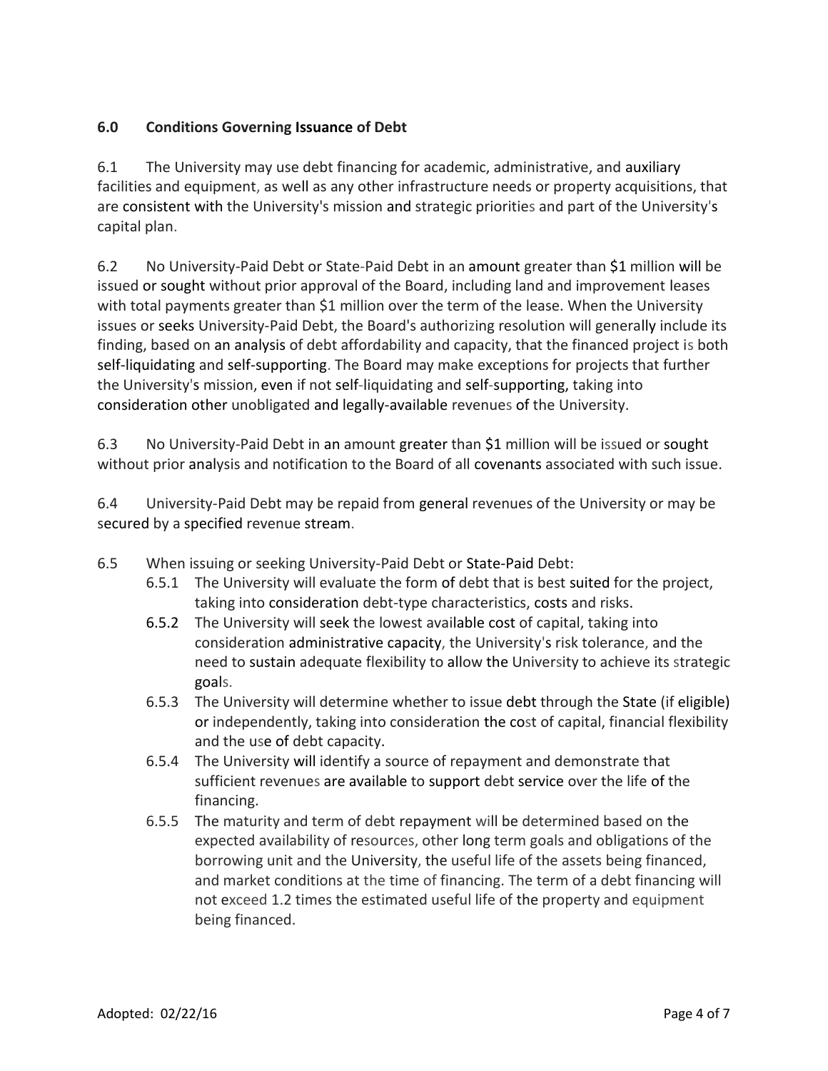### 6.0 Conditions Governing Issuance of Debt

6.1 The University may use debt financing for academic, administrative, and auxiliary facilities and equipment, as well as any other infrastructure needs or property acquisitions, that are consistent with the University's mission and strategic priorities and part of the University's capital plan.

6.2 No University-Paid Debt or State-Paid Debt in an amount greater than $1 million will be issued or sought without prior approval of the Board, including land and improvement leases with total payments greater than $1 million over the term of the lease. When the University issues or seeks University-Paid Debt, the Board's authorizing resolution will generally include its finding, based on an analysis of debt affordability and capacity, that the financed project is both self-liquidating and self-supporting. The Board may make exceptions for projects that further the University's mission, even if not self-liquidating and self-supporting, taking into consideration other unobligated and legally-available revenues of the University.

6.3 No University-Paid Debt in an amount greater than $1 million will be issued or sought without prior analysis and notification to the Board of all covenants associated with such issue.

6.4 University-Paid Debt may be repaid from general revenues of the University or may be secured by a specified revenue stream.

6.5 When issuing or seeking University-Paid Debt or State-Paid Debt:

- 6.5.1 The University will evaluate the form of debt that is best suited for the project, taking into consideration debt-type characteristics, costs and risks.
- 6.5.2 The University will seek the lowest available cost of capital, taking into consideration administrative capacity, the University's risk tolerance, and the need to sustain adequate flexibility to allow the University to achieve its strategic goals.
- 6.5.3 The University will determine whether to issue debt through the State (if eligible) or independently, taking into consideration the cost of capital, financial flexibility and the use of debt capacity.
- 6.5.4 The University will identify a source of repayment and demonstrate that sufficient revenues are available to support debt service over the life of the financing.
- 6.5.5 The maturity and term of debt repayment will be determined based on the expected availability of resources, other long term goals and obligations of the borrowing unit and the University, the useful life of the assets being financed, and market conditions at the time of financing. The term of a debt financing will not exceed 1.2 times the estimated useful life of the property and equipment being financed.

Adopted: 02/22/16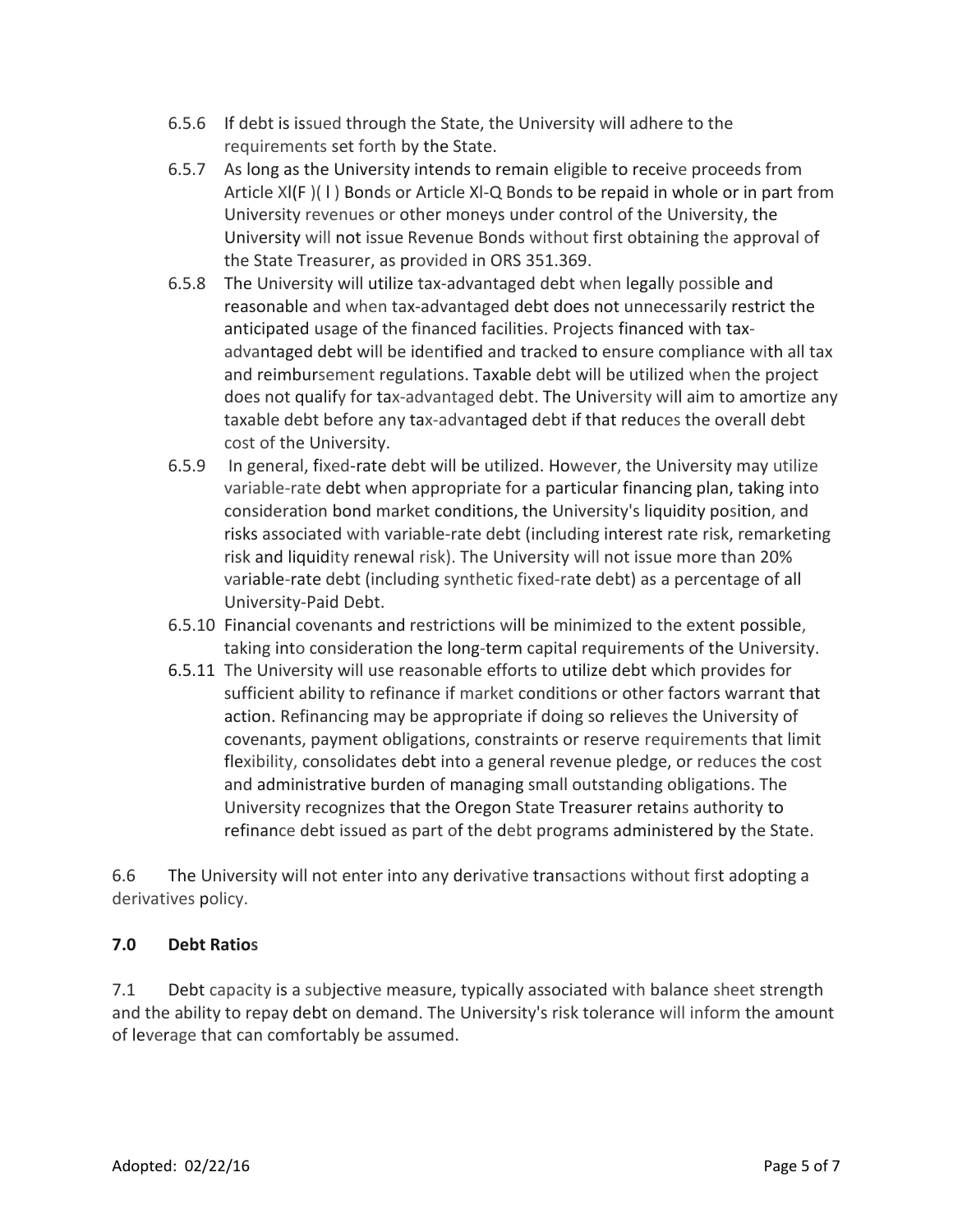6.5.6 If debt is issued through the State, the University will adhere to the requirements set forth by the State.

6.5.7 As long as the University intends to remain eligible to receive proceeds from Article XI(F )( l ) Bonds or Article XI-Q Bonds to be repaid in whole or in part from University revenues or other moneys under control of the University, the University will not issue Revenue Bonds without first obtaining the approval of the State Treasurer, as provided in ORS 351.369.

6.5.8 The University will utilize tax-advantaged debt when legally possible and reasonable and when tax-advantaged debt does not unnecessarily restrict the anticipated usage of the financed facilities. Projects financed with tax-advantaged debt will be identified and tracked to ensure compliance with all tax and reimbursement regulations. Taxable debt will be utilized when the project does not qualify for tax-advantaged debt. The University will aim to amortize any taxable debt before any tax-advantaged debt if that reduces the overall debt cost of the University.

6.5.9 In general, fixed-rate debt will be utilized. However, the University may utilize variable-rate debt when appropriate for a particular financing plan, taking into consideration bond market conditions, the University's liquidity position, and risks associated with variable-rate debt (including interest rate risk, remarketing risk and liquidity renewal risk). The University will not issue more than 20% variable-rate debt (including synthetic fixed-rate debt) as a percentage of all University-Paid Debt.

6.5.10 Financial covenants and restrictions will be minimized to the extent possible, taking into consideration the long-term capital requirements of the University.

6.5.11 The University will use reasonable efforts to utilize debt which provides for sufficient ability to refinance if market conditions or other factors warrant that action. Refinancing may be appropriate if doing so relieves the University of covenants, payment obligations, constraints or reserve requirements that limit flexibility, consolidates debt into a general revenue pledge, or reduces the cost and administrative burden of managing small outstanding obligations. The University recognizes that the Oregon State Treasurer retains authority to refinance debt issued as part of the debt programs administered by the State.

6.6 The University will not enter into any derivative transactions without first adopting a derivatives policy.

**7.0 Debt Ratios**

7.1 Debt capacity is a subjective measure, typically associated with balance sheet strength and the ability to repay debt on demand. The University's risk tolerance will inform the amount of leverage that can comfortably be assumed.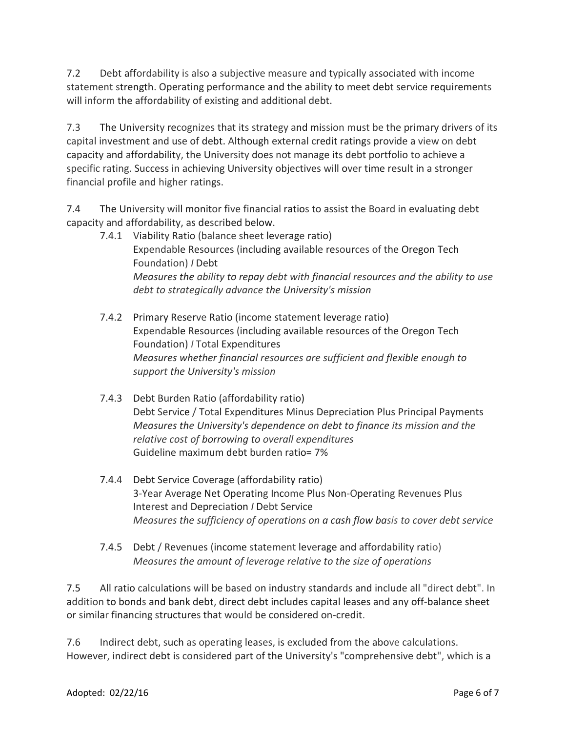7.2 Debt affordability is also a subjective measure and typically associated with income statement strength. Operating performance and the ability to meet debt service requirements will inform the affordability of existing and additional debt.

7.3 The University recognizes that its strategy and mission must be the primary drivers of its capital investment and use of debt. Although external credit ratings provide a view on debt capacity and affordability, the University does not manage its debt portfolio to achieve a specific rating. Success in achieving University objectives will over time result in a stronger financial profile and higher ratings.

7.4 The University will monitor five financial ratios to assist the Board in evaluating debt capacity and affordability, as described below.

- 7.4.1 Viability Ratio (balance sheet leverage ratio)
  Expendable Resources (including available resources of the Oregon Tech Foundation) / Debt
  *Measures the ability to repay debt with financial resources and the ability to use debt to strategically advance the University's mission*

- 7.4.2 Primary Reserve Ratio (income statement leverage ratio)
  Expendable Resources (including available resources of the Oregon Tech Foundation) / Total Expenditures
  *Measures whether financial resources are sufficient and flexible enough to support the University's mission*

- 7.4.3 Debt Burden Ratio (affordability ratio)
  Debt Service / Total Expenditures Minus Depreciation Plus Principal Payments
  *Measures the University's dependence on debt to finance its mission and the relative cost of borrowing to overall expenditures*
  Guideline maximum debt burden ratio= 7%

- 7.4.4 Debt Service Coverage (affordability ratio)
  3-Year Average Net Operating Income Plus Non-Operating Revenues Plus Interest and Depreciation / Debt Service
  *Measures the sufficiency of operations on a cash flow basis to cover debt service*

- 7.4.5 Debt / Revenues (income statement leverage and affordability ratio)
  *Measures the amount of leverage relative to the size of operations*

7.5 All ratio calculations will be based on industry standards and include all "direct debt". In addition to bonds and bank debt, direct debt includes capital leases and any off-balance sheet or similar financing structures that would be considered on-credit.

7.6 Indirect debt, such as operating leases, is excluded from the above calculations. However, indirect debt is considered part of the University's "comprehensive debt", which is a

Adopted: 02/22/16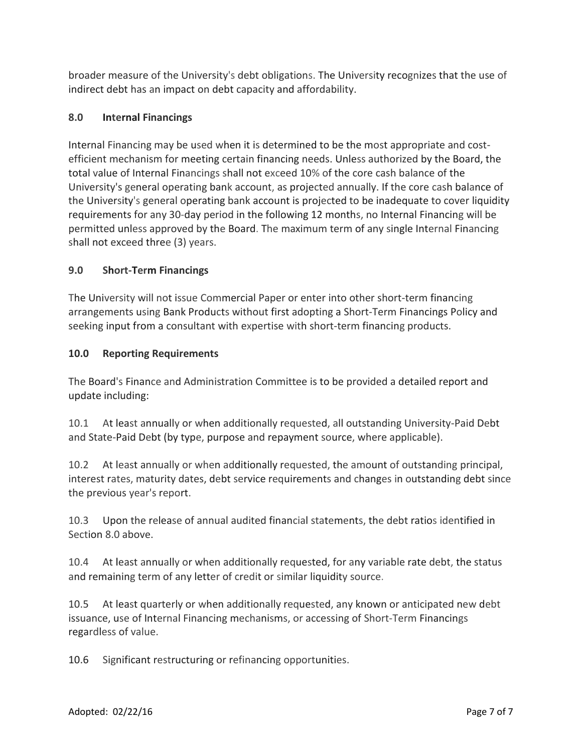broader measure of the University's debt obligations. The University recognizes that the use of indirect debt has an impact on debt capacity and affordability.

## 8.0 Internal Financings

Internal Financing may be used when it is determined to be the most appropriate and cost-efficient mechanism for meeting certain financing needs. Unless authorized by the Board, the total value of Internal Financings shall not exceed 10% of the core cash balance of the University's general operating bank account, as projected annually. If the core cash balance of the University's general operating bank account is projected to be inadequate to cover liquidity requirements for any 30-day period in the following 12 months, no Internal Financing will be permitted unless approved by the Board. The maximum term of any single Internal Financing shall not exceed three (3) years.

## 9.0 Short-Term Financings

The University will not issue Commercial Paper or enter into other short-term financing arrangements using Bank Products without first adopting a Short-Term Financings Policy and seeking input from a consultant with expertise with short-term financing products.

## 10.0 Reporting Requirements

The Board's Finance and Administration Committee is to be provided a detailed report and update including:

10.1 At least annually or when additionally requested, all outstanding University-Paid Debt and State-Paid Debt (by type, purpose and repayment source, where applicable).

10.2 At least annually or when additionally requested, the amount of outstanding principal, interest rates, maturity dates, debt service requirements and changes in outstanding debt since the previous year's report.

10.3 Upon the release of annual audited financial statements, the debt ratios identified in Section 8.0 above.

10.4 At least annually or when additionally requested, for any variable rate debt, the status and remaining term of any letter of credit or similar liquidity source.

10.5 At least quarterly or when additionally requested, any known or anticipated new debt issuance, use of Internal Financing mechanisms, or accessing of Short-Term Financings regardless of value.

10.6 Significant restructuring or refinancing opportunities.

Adopted: 02/22/16